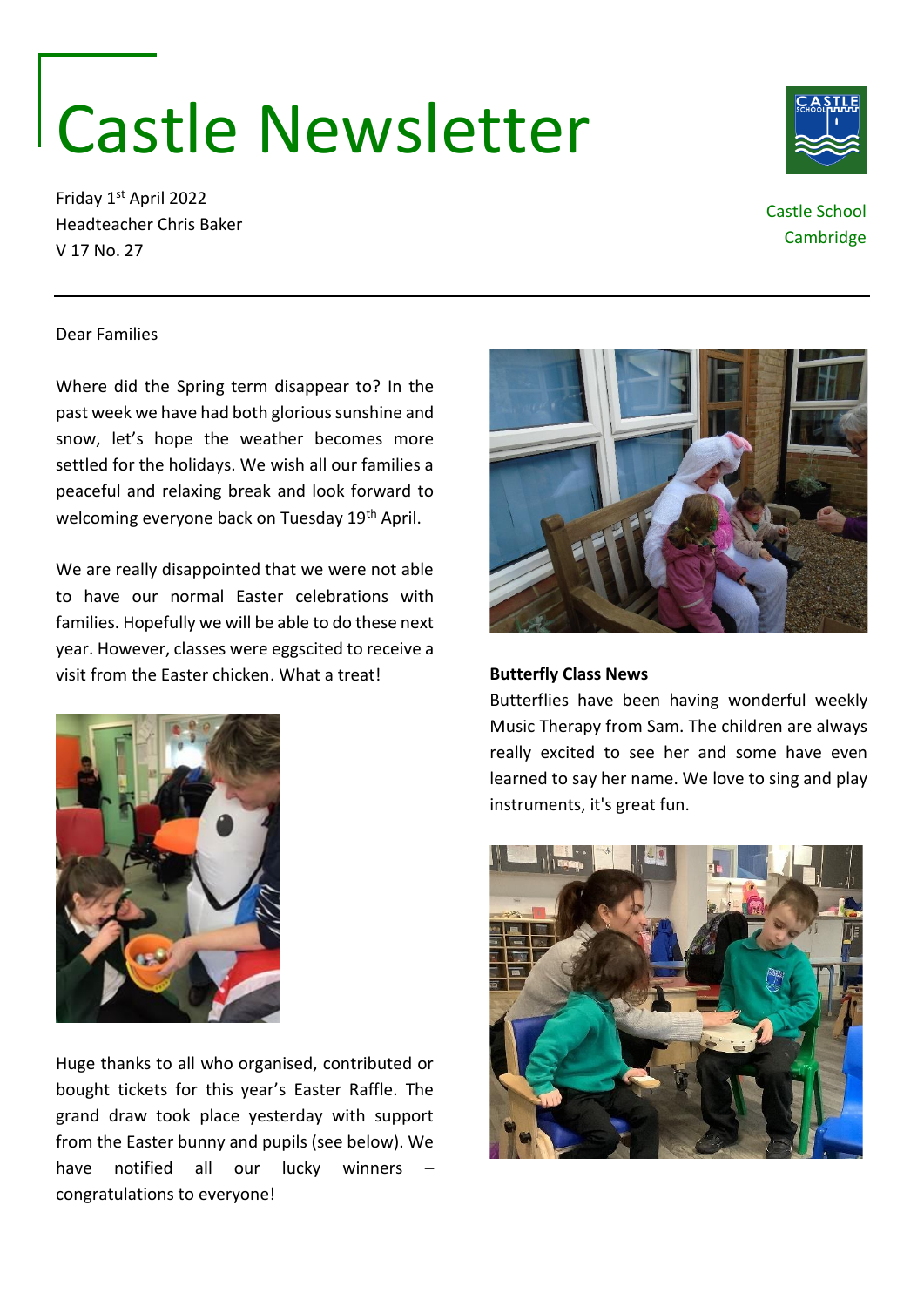# Castle Newsletter

Friday 1st April 2022
Headteacher Chris Baker
V 17 No. 27

Castle School
Cambridge

Dear Families

Where did the Spring term disappear to? In the past week we have had both glorious sunshine and snow, let's hope the weather becomes more settled for the holidays. We wish all our families a peaceful and relaxing break and look forward to welcoming everyone back on Tuesday 19th April.

We are really disappointed that we were not able to have our normal Easter celebrations with families. Hopefully we will be able to do these next year. However, classes were eggscited to receive a visit from the Easter chicken. What a treat!

Huge thanks to all who organised, contributed or bought tickets for this year's Easter Raffle. The grand draw took place yesterday with support from the Easter bunny and pupils (see below). We have notified all our lucky winners – congratulations to everyone!

**Butterfly Class News**

Butterflies have been having wonderful weekly Music Therapy from Sam. The children are always really excited to see her and some have even learned to say her name. We love to sing and play instruments, it's great fun.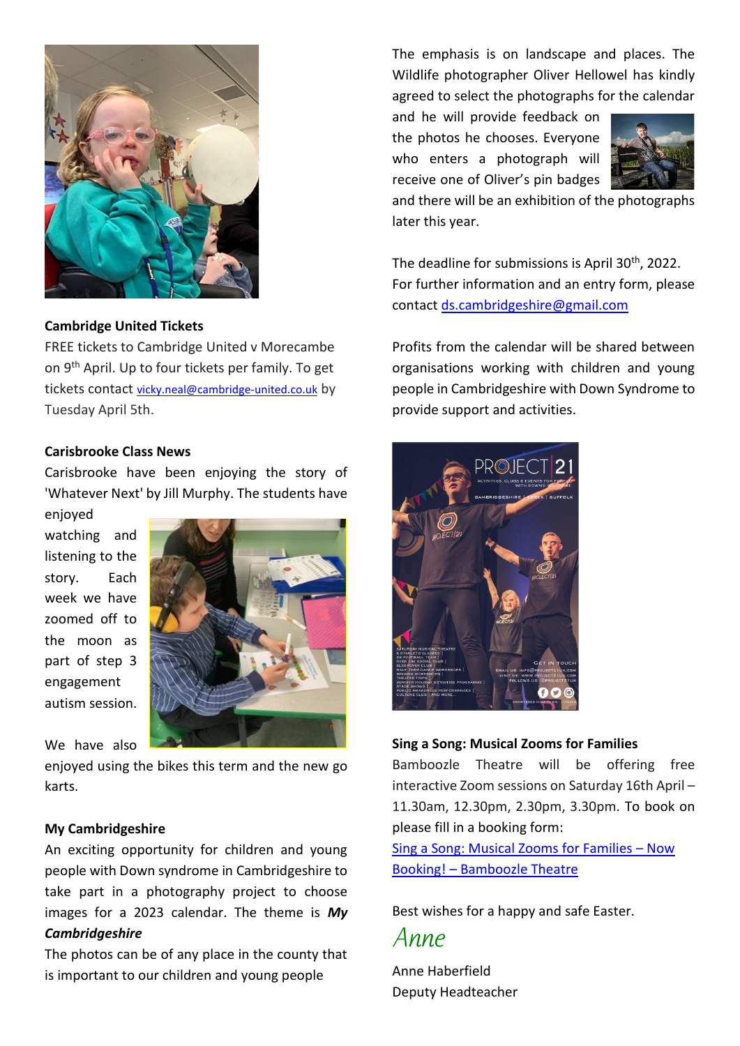**Cambridge United Tickets**

FREE tickets to Cambridge United v Morecambe on 9th April. Up to four tickets per family. To get tickets contact vicky.neal@cambridge-united.co.uk by Tuesday April 5th.

**Carisbrooke Class News**

Carisbrooke have been enjoying the story of 'Whatever Next' by Jill Murphy. The students have enjoyed watching and listening to the story. Each week we have zoomed off to the moon as part of step 3 engagement autism session.

We have also enjoyed using the bikes this term and the new go karts.

**My Cambridgeshire**

An exciting opportunity for children and young people with Down syndrome in Cambridgeshire to take part in a photography project to choose images for a 2023 calendar. The theme is ***My Cambridgeshire***

The photos can be of any place in the county that is important to our children and young people

The emphasis is on landscape and places. The Wildlife photographer Oliver Hellowel has kindly agreed to select the photographs for the calendar and he will provide feedback on the photos he chooses. Everyone who enters a photograph will receive one of Oliver's pin badges and there will be an exhibition of the photographs later this year.

The deadline for submissions is April 30th, 2022. For further information and an entry form, please contact ds.cambridgeshire@gmail.com

Profits from the calendar will be shared between organisations working with children and young people in Cambridgeshire with Down Syndrome to provide support and activities.

**Sing a Song: Musical Zooms for Families**

Bamboozle Theatre will be offering free interactive Zoom sessions on Saturday 16th April – 11.30am, 12.30pm, 2.30pm, 3.30pm. To book on please fill in a booking form:

Sing a Song: Musical Zooms for Families – Now Booking! – Bamboozle Theatre

Best wishes for a happy and safe Easter.

*Anne*

Anne Haberfield
Deputy Headteacher